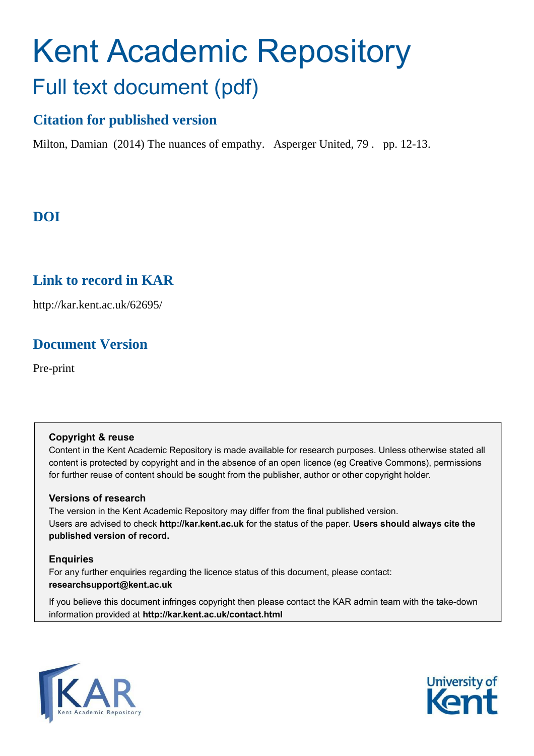# Kent Academic Repository

## Full text document (pdf)

### Citation for published version

Milton, Damian (2014) The nuances of empathy. Asperger United, 79 . pp. 12-13.

### DOI

### Link to record in KAR

http://kar.kent.ac.uk/62695/

### Document Version

Pre-print

**Copyright & reuse**

Content in the Kent Academic Repository is made available for research purposes. Unless otherwise stated all content is protected by copyright and in the absence of an open licence (eg Creative Commons), permissions for further reuse of content should be sought from the publisher, author or other copyright holder.

**Versions of research**

The version in the Kent Academic Repository may differ from the final published version.
Users are advised to check **http://kar.kent.ac.uk** for the status of the paper. **Users should always cite the published version of record.**

**Enquiries**

For any further enquiries regarding the licence status of this document, please contact:
**researchsupport@kent.ac.uk**

If you believe this document infringes copyright then please contact the KAR admin team with the take-down information provided at **http://kar.kent.ac.uk/contact.html**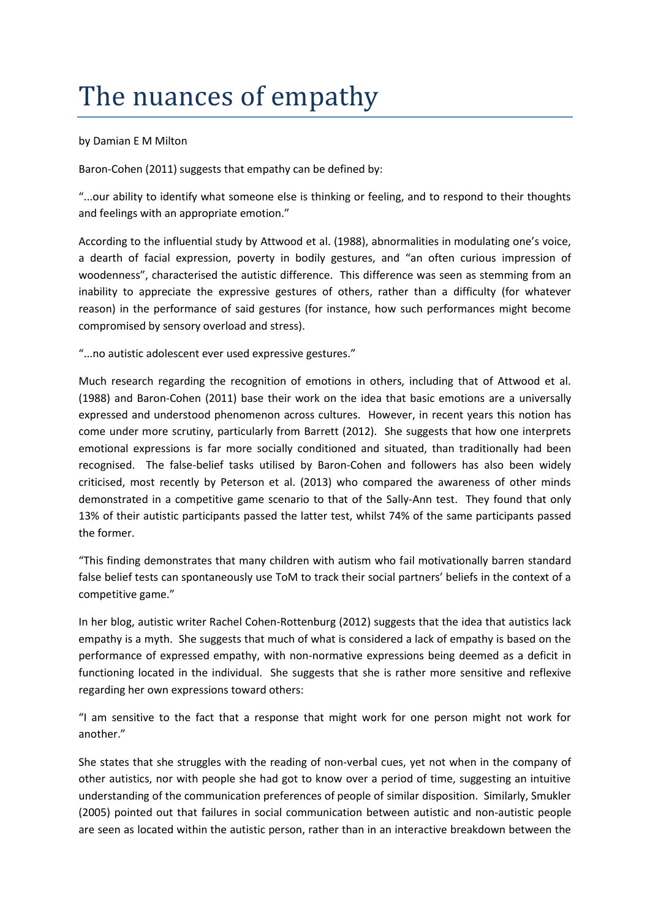# The nuances of empathy

by Damian E M Milton

Baron-Cohen (2011) suggests that empathy can be defined by:

"...our ability to identify what someone else is thinking or feeling, and to respond to their thoughts and feelings with an appropriate emotion."

According to the influential study by Attwood et al. (1988), abnormalities in modulating one's voice, a dearth of facial expression, poverty in bodily gestures, and "an often curious impression of woodenness", characterised the autistic difference. This difference was seen as stemming from an inability to appreciate the expressive gestures of others, rather than a difficulty (for whatever reason) in the performance of said gestures (for instance, how such performances might become compromised by sensory overload and stress).

"...no autistic adolescent ever used expressive gestures."

Much research regarding the recognition of emotions in others, including that of Attwood et al. (1988) and Baron-Cohen (2011) base their work on the idea that basic emotions are a universally expressed and understood phenomenon across cultures. However, in recent years this notion has come under more scrutiny, particularly from Barrett (2012). She suggests that how one interprets emotional expressions is far more socially conditioned and situated, than traditionally had been recognised. The false-belief tasks utilised by Baron-Cohen and followers has also been widely criticised, most recently by Peterson et al. (2013) who compared the awareness of other minds demonstrated in a competitive game scenario to that of the Sally-Ann test. They found that only 13% of their autistic participants passed the latter test, whilst 74% of the same participants passed the former.

"This finding demonstrates that many children with autism who fail motivationally barren standard false belief tests can spontaneously use ToM to track their social partners' beliefs in the context of a competitive game."

In her blog, autistic writer Rachel Cohen-Rottenburg (2012) suggests that the idea that autistics lack empathy is a myth. She suggests that much of what is considered a lack of empathy is based on the performance of expressed empathy, with non-normative expressions being deemed as a deficit in functioning located in the individual. She suggests that she is rather more sensitive and reflexive regarding her own expressions toward others:

"I am sensitive to the fact that a response that might work for one person might not work for another."

She states that she struggles with the reading of non-verbal cues, yet not when in the company of other autistics, nor with people she had got to know over a period of time, suggesting an intuitive understanding of the communication preferences of people of similar disposition. Similarly, Smukler (2005) pointed out that failures in social communication between autistic and non-autistic people are seen as located within the autistic person, rather than in an interactive breakdown between the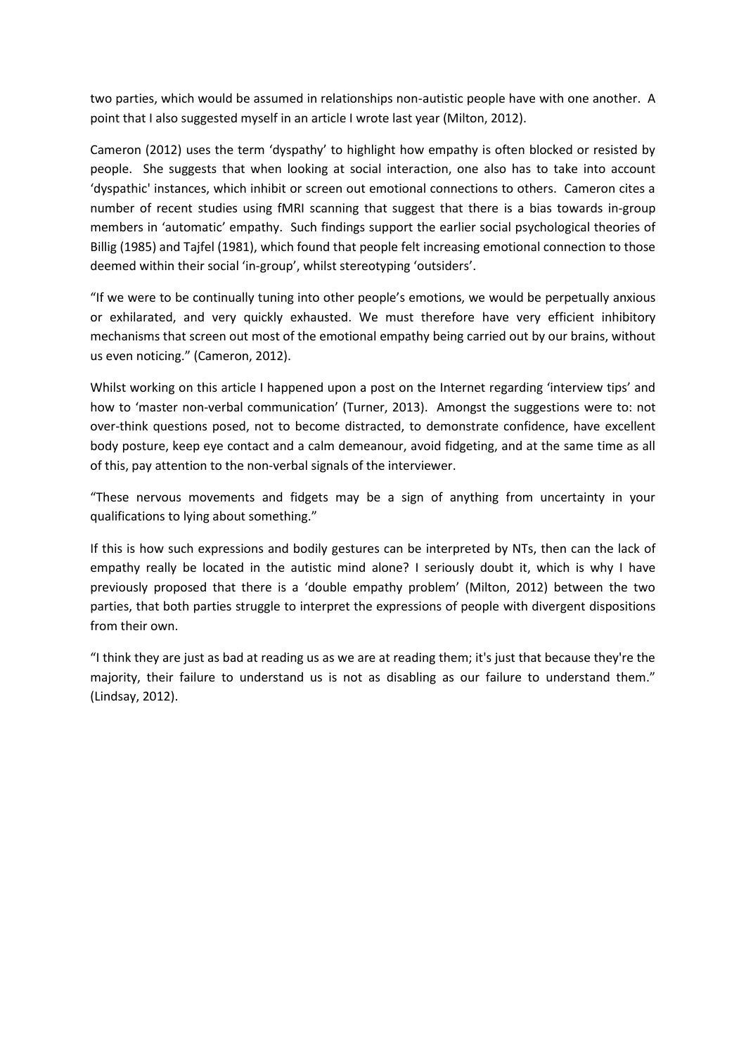two parties, which would be assumed in relationships non-autistic people have with one another. A point that I also suggested myself in an article I wrote last year (Milton, 2012).

Cameron (2012) uses the term 'dyspathy' to highlight how empathy is often blocked or resisted by people. She suggests that when looking at social interaction, one also has to take into account 'dyspathic' instances, which inhibit or screen out emotional connections to others. Cameron cites a number of recent studies using fMRI scanning that suggest that there is a bias towards in-group members in 'automatic' empathy. Such findings support the earlier social psychological theories of Billig (1985) and Tajfel (1981), which found that people felt increasing emotional connection to those deemed within their social 'in-group', whilst stereotyping 'outsiders'.

"If we were to be continually tuning into other people's emotions, we would be perpetually anxious or exhilarated, and very quickly exhausted. We must therefore have very efficient inhibitory mechanisms that screen out most of the emotional empathy being carried out by our brains, without us even noticing." (Cameron, 2012).

Whilst working on this article I happened upon a post on the Internet regarding 'interview tips' and how to 'master non-verbal communication' (Turner, 2013). Amongst the suggestions were to: not over-think questions posed, not to become distracted, to demonstrate confidence, have excellent body posture, keep eye contact and a calm demeanour, avoid fidgeting, and at the same time as all of this, pay attention to the non-verbal signals of the interviewer.

"These nervous movements and fidgets may be a sign of anything from uncertainty in your qualifications to lying about something."

If this is how such expressions and bodily gestures can be interpreted by NTs, then can the lack of empathy really be located in the autistic mind alone? I seriously doubt it, which is why I have previously proposed that there is a 'double empathy problem' (Milton, 2012) between the two parties, that both parties struggle to interpret the expressions of people with divergent dispositions from their own.

"I think they are just as bad at reading us as we are at reading them; it's just that because they're the majority, their failure to understand us is not as disabling as our failure to understand them." (Lindsay, 2012).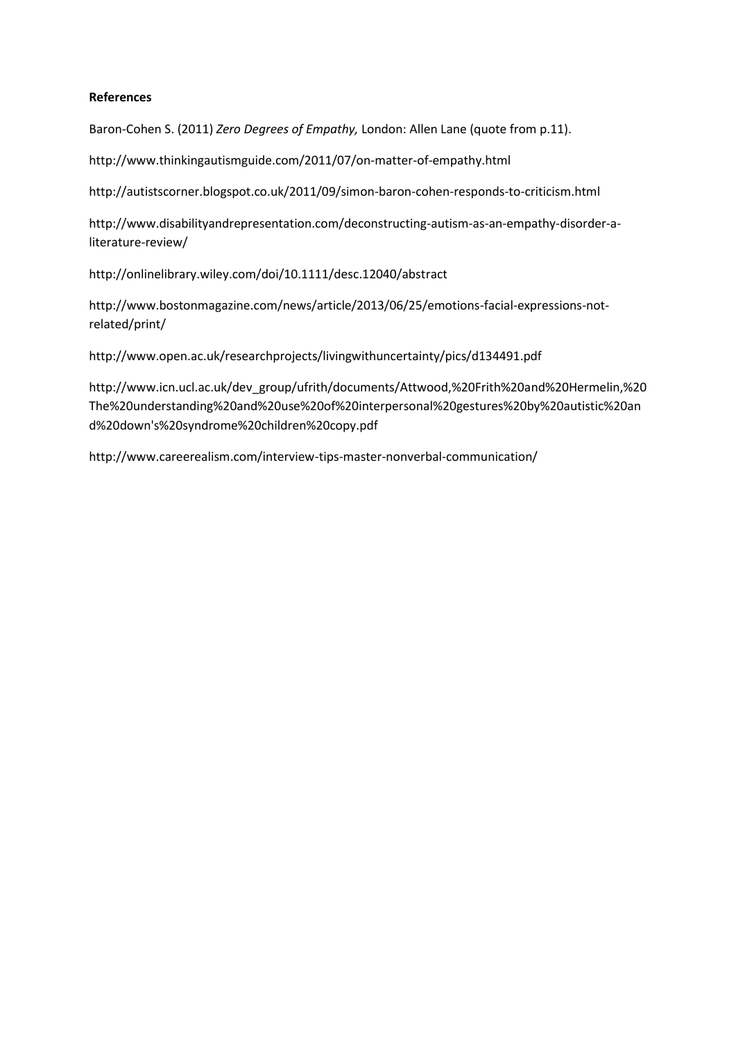**References**

Baron-Cohen S. (2011) *Zero Degrees of Empathy,* London: Allen Lane (quote from p.11).

http://www.thinkingautismguide.com/2011/07/on-matter-of-empathy.html

http://autistscorner.blogspot.co.uk/2011/09/simon-baron-cohen-responds-to-criticism.html

http://www.disabilityandrepresentation.com/deconstructing-autism-as-an-empathy-disorder-a-literature-review/

http://onlinelibrary.wiley.com/doi/10.1111/desc.12040/abstract

http://www.bostonmagazine.com/news/article/2013/06/25/emotions-facial-expressions-not-related/print/

http://www.open.ac.uk/researchprojects/livingwithuncertainty/pics/d134491.pdf

http://www.icn.ucl.ac.uk/dev_group/ufrith/documents/Attwood,%20Frith%20and%20Hermelin,%20The%20understanding%20and%20use%20of%20interpersonal%20gestures%20by%20autistic%20and%20down's%20syndrome%20children%20copy.pdf

http://www.careerealism.com/interview-tips-master-nonverbal-communication/